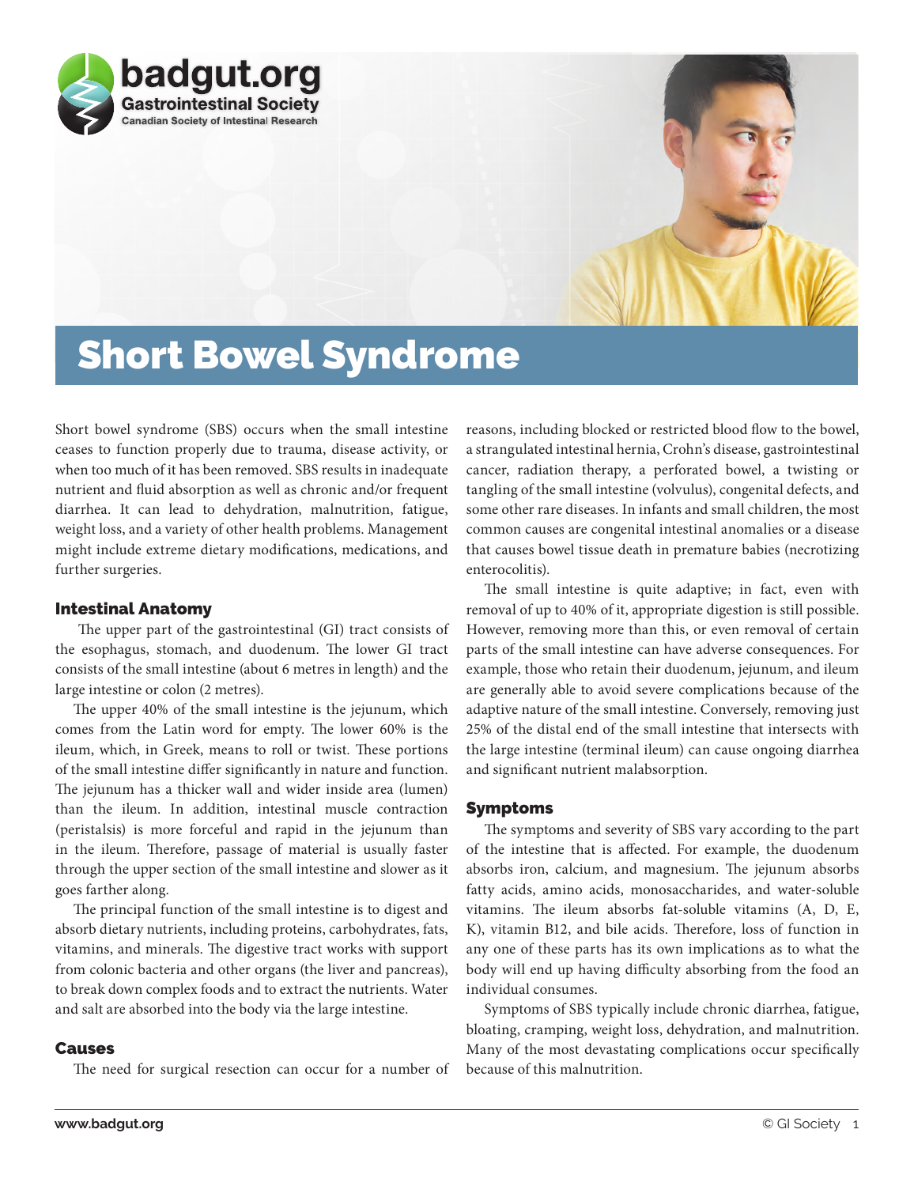# Short Bowel Syndrome

Short bowel syndrome (SBS) occurs when the small intestine ceases to function properly due to trauma, disease activity, or when too much of it has been removed. SBS results in inadequate nutrient and fluid absorption as well as chronic and/or frequent diarrhea. It can lead to dehydration, malnutrition, fatigue, weight loss, and a variety of other health problems. Management might include extreme dietary modifications, medications, and further surgeries.

## Intestinal Anatomy

The upper part of the gastrointestinal (GI) tract consists of the esophagus, stomach, and duodenum. The lower GI tract consists of the small intestine (about 6 metres in length) and the large intestine or colon (2 metres).

The upper 40% of the small intestine is the jejunum, which comes from the Latin word for empty. The lower 60% is the ileum, which, in Greek, means to roll or twist. These portions of the small intestine differ significantly in nature and function. The jejunum has a thicker wall and wider inside area (lumen) than the ileum. In addition, intestinal muscle contraction (peristalsis) is more forceful and rapid in the jejunum than in the ileum. Therefore, passage of material is usually faster through the upper section of the small intestine and slower as it goes farther along.

The principal function of the small intestine is to digest and absorb dietary nutrients, including proteins, carbohydrates, fats, vitamins, and minerals. The digestive tract works with support from colonic bacteria and other organs (the liver and pancreas), to break down complex foods and to extract the nutrients. Water and salt are absorbed into the body via the large intestine.

## Causes

The need for surgical resection can occur for a number of reasons, including blocked or restricted blood flow to the bowel, a strangulated intestinal hernia, Crohn's disease, gastrointestinal cancer, radiation therapy, a perforated bowel, a twisting or tangling of the small intestine (volvulus), congenital defects, and some other rare diseases. In infants and small children, the most common causes are congenital intestinal anomalies or a disease that causes bowel tissue death in premature babies (necrotizing enterocolitis).

The small intestine is quite adaptive; in fact, even with removal of up to 40% of it, appropriate digestion is still possible. However, removing more than this, or even removal of certain parts of the small intestine can have adverse consequences. For example, those who retain their duodenum, jejunum, and ileum are generally able to avoid severe complications because of the adaptive nature of the small intestine. Conversely, removing just 25% of the distal end of the small intestine that intersects with the large intestine (terminal ileum) can cause ongoing diarrhea and significant nutrient malabsorption.

## Symptoms

The symptoms and severity of SBS vary according to the part of the intestine that is affected. For example, the duodenum absorbs iron, calcium, and magnesium. The jejunum absorbs fatty acids, amino acids, monosaccharides, and water-soluble vitamins. The ileum absorbs fat-soluble vitamins (A, D, E, K), vitamin B12, and bile acids. Therefore, loss of function in any one of these parts has its own implications as to what the body will end up having difficulty absorbing from the food an individual consumes.

Symptoms of SBS typically include chronic diarrhea, fatigue, bloating, cramping, weight loss, dehydration, and malnutrition. Many of the most devastating complications occur specifically because of this malnutrition.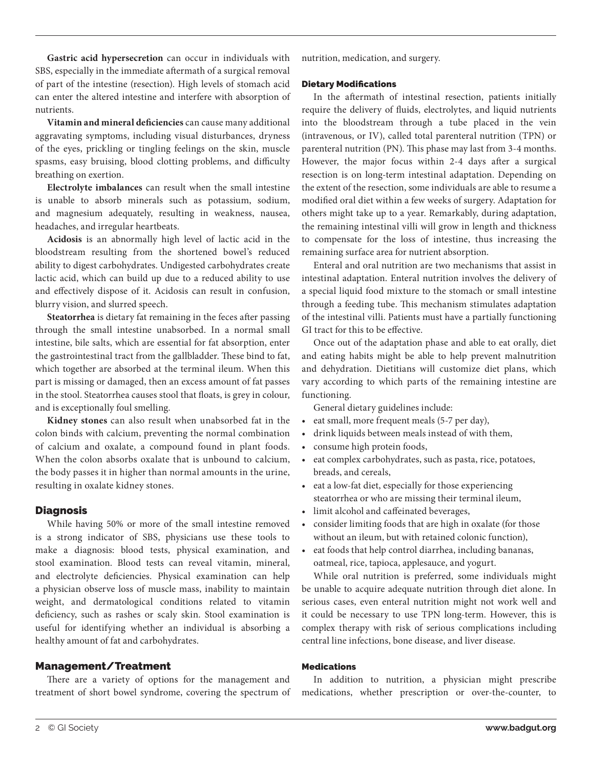**Gastric acid hypersecretion** can occur in individuals with SBS, especially in the immediate aftermath of a surgical removal of part of the intestine (resection). High levels of stomach acid can enter the altered intestine and interfere with absorption of nutrients.

**Vitamin and mineral deficiencies** can cause many additional aggravating symptoms, including visual disturbances, dryness of the eyes, prickling or tingling feelings on the skin, muscle spasms, easy bruising, blood clotting problems, and difficulty breathing on exertion.

**Electrolyte imbalances** can result when the small intestine is unable to absorb minerals such as potassium, sodium, and magnesium adequately, resulting in weakness, nausea, headaches, and irregular heartbeats.

**Acidosis** is an abnormally high level of lactic acid in the bloodstream resulting from the shortened bowel's reduced ability to digest carbohydrates. Undigested carbohydrates create lactic acid, which can build up due to a reduced ability to use and effectively dispose of it. Acidosis can result in confusion, blurry vision, and slurred speech.

**Steatorrhea** is dietary fat remaining in the feces after passing through the small intestine unabsorbed. In a normal small intestine, bile salts, which are essential for fat absorption, enter the gastrointestinal tract from the gallbladder. These bind to fat, which together are absorbed at the terminal ileum. When this part is missing or damaged, then an excess amount of fat passes in the stool. Steatorrhea causes stool that floats, is grey in colour, and is exceptionally foul smelling.

**Kidney stones** can also result when unabsorbed fat in the colon binds with calcium, preventing the normal combination of calcium and oxalate, a compound found in plant foods. When the colon absorbs oxalate that is unbound to calcium, the body passes it in higher than normal amounts in the urine, resulting in oxalate kidney stones.

## Diagnosis

While having 50% or more of the small intestine removed is a strong indicator of SBS, physicians use these tools to make a diagnosis: blood tests, physical examination, and stool examination. Blood tests can reveal vitamin, mineral, and electrolyte deficiencies. Physical examination can help a physician observe loss of muscle mass, inability to maintain weight, and dermatological conditions related to vitamin deficiency, such as rashes or scaly skin. Stool examination is useful for identifying whether an individual is absorbing a healthy amount of fat and carbohydrates.

## Management/Treatment

There are a variety of options for the management and treatment of short bowel syndrome, covering the spectrum of nutrition, medication, and surgery.

### Dietary Modifications

In the aftermath of intestinal resection, patients initially require the delivery of fluids, electrolytes, and liquid nutrients into the bloodstream through a tube placed in the vein (intravenous, or IV), called total parenteral nutrition (TPN) or parenteral nutrition (PN). This phase may last from 3-4 months. However, the major focus within 2-4 days after a surgical resection is on long-term intestinal adaptation. Depending on the extent of the resection, some individuals are able to resume a modified oral diet within a few weeks of surgery. Adaptation for others might take up to a year. Remarkably, during adaptation, the remaining intestinal villi will grow in length and thickness to compensate for the loss of intestine, thus increasing the remaining surface area for nutrient absorption.

Enteral and oral nutrition are two mechanisms that assist in intestinal adaptation. Enteral nutrition involves the delivery of a special liquid food mixture to the stomach or small intestine through a feeding tube. This mechanism stimulates adaptation of the intestinal villi. Patients must have a partially functioning GI tract for this to be effective.

Once out of the adaptation phase and able to eat orally, diet and eating habits might be able to help prevent malnutrition and dehydration. Dietitians will customize diet plans, which vary according to which parts of the remaining intestine are functioning.

General dietary guidelines include:

- eat small, more frequent meals (5-7 per day),
- drink liquids between meals instead of with them,
- consume high protein foods,
- eat complex carbohydrates, such as pasta, rice, potatoes, breads, and cereals,
- eat a low-fat diet, especially for those experiencing steatorrhea or who are missing their terminal ileum,
- limit alcohol and caffeinated beverages,
- consider limiting foods that are high in oxalate (for those without an ileum, but with retained colonic function),
- eat foods that help control diarrhea, including bananas, oatmeal, rice, tapioca, applesauce, and yogurt.

While oral nutrition is preferred, some individuals might be unable to acquire adequate nutrition through diet alone. In serious cases, even enteral nutrition might not work well and it could be necessary to use TPN long-term. However, this is complex therapy with risk of serious complications including central line infections, bone disease, and liver disease.

### Medications

In addition to nutrition, a physician might prescribe medications, whether prescription or over-the-counter, to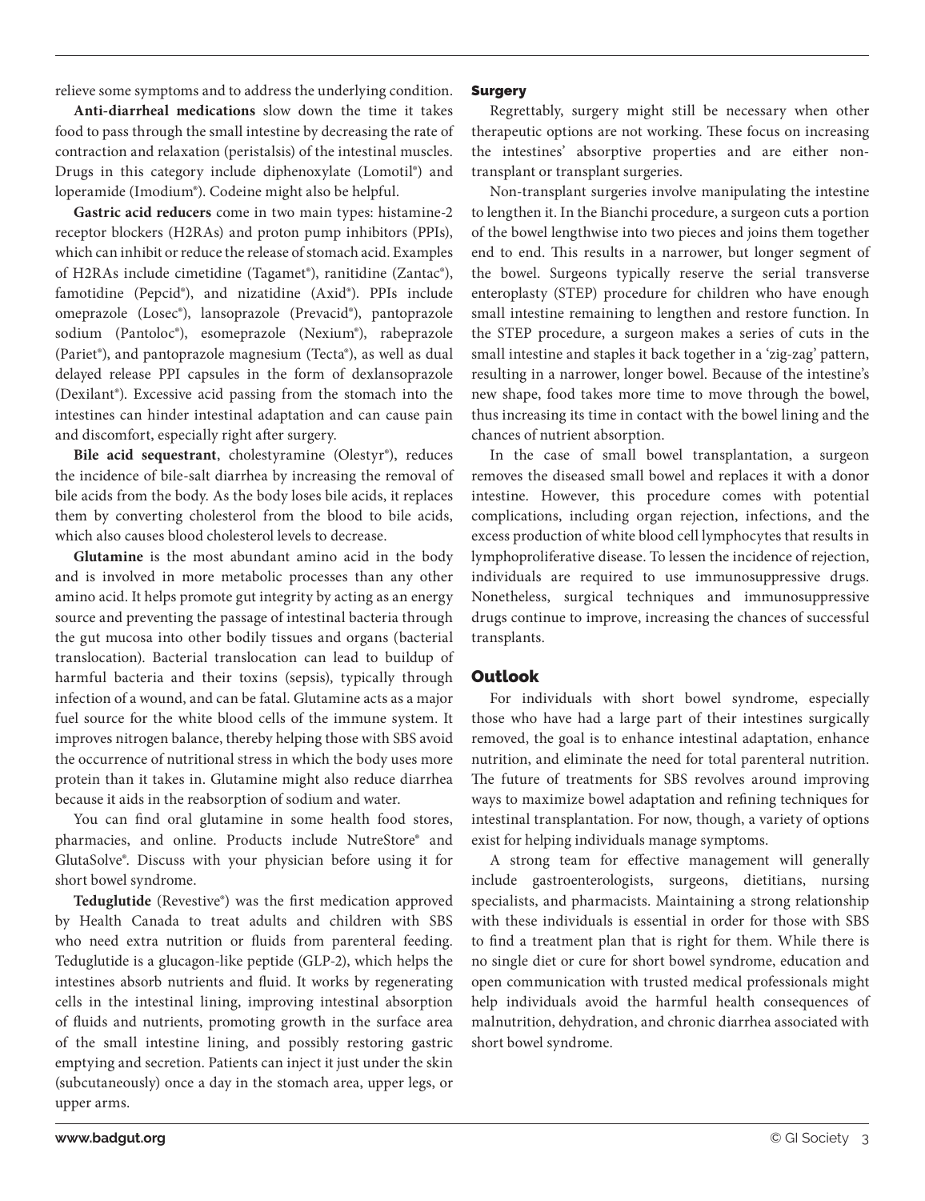relieve some symptoms and to address the underlying condition.

**Anti-diarrheal medications** slow down the time it takes food to pass through the small intestine by decreasing the rate of contraction and relaxation (peristalsis) of the intestinal muscles. Drugs in this category include diphenoxylate (Lomotil®) and loperamide (Imodium®). Codeine might also be helpful.

**Gastric acid reducers** come in two main types: histamine-2 receptor blockers (H2RAs) and proton pump inhibitors (PPIs), which can inhibit or reduce the release of stomach acid. Examples of H2RAs include cimetidine (Tagamet®), ranitidine (Zantac®), famotidine (Pepcid®), and nizatidine (Axid®). PPIs include omeprazole (Losec®), lansoprazole (Prevacid®), pantoprazole sodium (Pantoloc®), esomeprazole (Nexium®), rabeprazole (Pariet®), and pantoprazole magnesium (Tecta®), as well as dual delayed release PPI capsules in the form of dexlansoprazole (Dexilant®). Excessive acid passing from the stomach into the intestines can hinder intestinal adaptation and can cause pain and discomfort, especially right after surgery.

**Bile acid sequestrant**, cholestyramine (Olestyr®), reduces the incidence of bile-salt diarrhea by increasing the removal of bile acids from the body. As the body loses bile acids, it replaces them by converting cholesterol from the blood to bile acids, which also causes blood cholesterol levels to decrease.

**Glutamine** is the most abundant amino acid in the body and is involved in more metabolic processes than any other amino acid. It helps promote gut integrity by acting as an energy source and preventing the passage of intestinal bacteria through the gut mucosa into other bodily tissues and organs (bacterial translocation). Bacterial translocation can lead to buildup of harmful bacteria and their toxins (sepsis), typically through infection of a wound, and can be fatal. Glutamine acts as a major fuel source for the white blood cells of the immune system. It improves nitrogen balance, thereby helping those with SBS avoid the occurrence of nutritional stress in which the body uses more protein than it takes in. Glutamine might also reduce diarrhea because it aids in the reabsorption of sodium and water.

You can find oral glutamine in some health food stores, pharmacies, and online. Products include NutreStore® and GlutaSolve®. Discuss with your physician before using it for short bowel syndrome.

**Teduglutide** (Revestive®) was the first medication approved by Health Canada to treat adults and children with SBS who need extra nutrition or fluids from parenteral feeding. Teduglutide is a glucagon-like peptide (GLP-2), which helps the intestines absorb nutrients and fluid. It works by regenerating cells in the intestinal lining, improving intestinal absorption of fluids and nutrients, promoting growth in the surface area of the small intestine lining, and possibly restoring gastric emptying and secretion. Patients can inject it just under the skin (subcutaneously) once a day in the stomach area, upper legs, or upper arms.

### Surgery

Regrettably, surgery might still be necessary when other therapeutic options are not working. These focus on increasing the intestines' absorptive properties and are either non-transplant or transplant surgeries.

Non-transplant surgeries involve manipulating the intestine to lengthen it. In the Bianchi procedure, a surgeon cuts a portion of the bowel lengthwise into two pieces and joins them together end to end. This results in a narrower, but longer segment of the bowel. Surgeons typically reserve the serial transverse enteroplasty (STEP) procedure for children who have enough small intestine remaining to lengthen and restore function. In the STEP procedure, a surgeon makes a series of cuts in the small intestine and staples it back together in a 'zig-zag' pattern, resulting in a narrower, longer bowel. Because of the intestine's new shape, food takes more time to move through the bowel, thus increasing its time in contact with the bowel lining and the chances of nutrient absorption.

In the case of small bowel transplantation, a surgeon removes the diseased small bowel and replaces it with a donor intestine. However, this procedure comes with potential complications, including organ rejection, infections, and the excess production of white blood cell lymphocytes that results in lymphoproliferative disease. To lessen the incidence of rejection, individuals are required to use immunosuppressive drugs. Nonetheless, surgical techniques and immunosuppressive drugs continue to improve, increasing the chances of successful transplants.

## Outlook

For individuals with short bowel syndrome, especially those who have had a large part of their intestines surgically removed, the goal is to enhance intestinal adaptation, enhance nutrition, and eliminate the need for total parenteral nutrition. The future of treatments for SBS revolves around improving ways to maximize bowel adaptation and refining techniques for intestinal transplantation. For now, though, a variety of options exist for helping individuals manage symptoms.

A strong team for effective management will generally include gastroenterologists, surgeons, dietitians, nursing specialists, and pharmacists. Maintaining a strong relationship with these individuals is essential in order for those with SBS to find a treatment plan that is right for them. While there is no single diet or cure for short bowel syndrome, education and open communication with trusted medical professionals might help individuals avoid the harmful health consequences of malnutrition, dehydration, and chronic diarrhea associated with short bowel syndrome.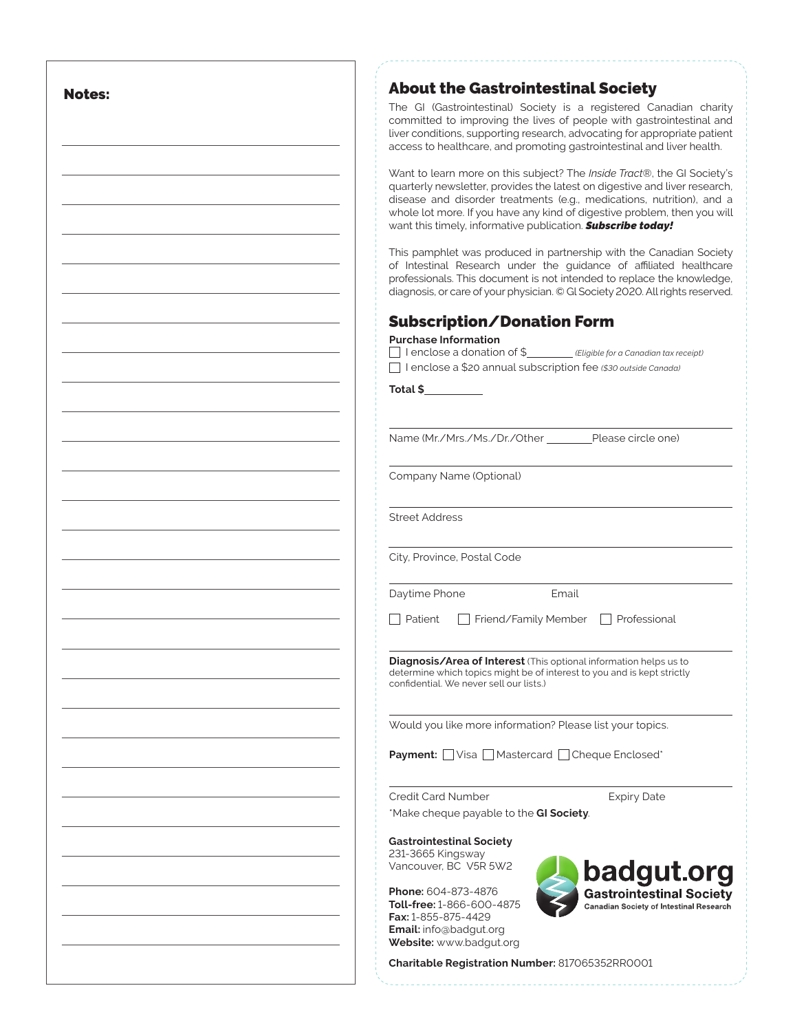**Notes:**

## About the Gastrointestinal Society

The GI (Gastrointestinal) Society is a registered Canadian charity committed to improving the lives of people with gastrointestinal and liver conditions, supporting research, advocating for appropriate patient access to healthcare, and promoting gastrointestinal and liver health.

Want to learn more on this subject? The *Inside Tract*®, the GI Society's quarterly newsletter, provides the latest on digestive and liver research, disease and disorder treatments (e.g., medications, nutrition), and a whole lot more. If you have any kind of digestive problem, then you will want this timely, informative publication. ***Subscribe today!***

This pamphlet was produced in partnership with the Canadian Society of Intestinal Research under the guidance of affiliated healthcare professionals. This document is not intended to replace the knowledge, diagnosis, or care of your physician. © GI Society 2020. All rights reserved.

## Subscription/Donation Form

**Purchase Information**

☐ I enclose a donation of $________ *(Eligible for a Canadian tax receipt)*

☐ I enclose a $20 annual subscription fee *($30 outside Canada)*

**Total $**__________

Name (Mr./Mrs./Ms./Dr./Other ________Please circle one)

Company Name (Optional)

Street Address

City, Province, Postal Code

Daytime Phone Email

☐ Patient ☐ Friend/Family Member ☐ Professional

**Diagnosis/Area of Interest** (This optional information helps us to determine which topics might be of interest to you and is kept strictly confidential. We never sell our lists.)

Would you like more information? Please list your topics.

**Payment:** ☐ Visa ☐ Mastercard ☐ Cheque Enclosed*

Credit Card Number Expiry Date

*Make cheque payable to the **GI Society**.

**Gastrointestinal Society**
231-3665 Kingsway
Vancouver, BC V5R 5W2

**Phone:** 604-873-4876
**Toll-free:** 1-866-600-4875
**Fax:** 1-855-875-4429
**Email:** info@badgut.org
**Website:** www.badgut.org

badgut.org
Gastrointestinal Society
Canadian Society of Intestinal Research

**Charitable Registration Number:** 817065352RR0001